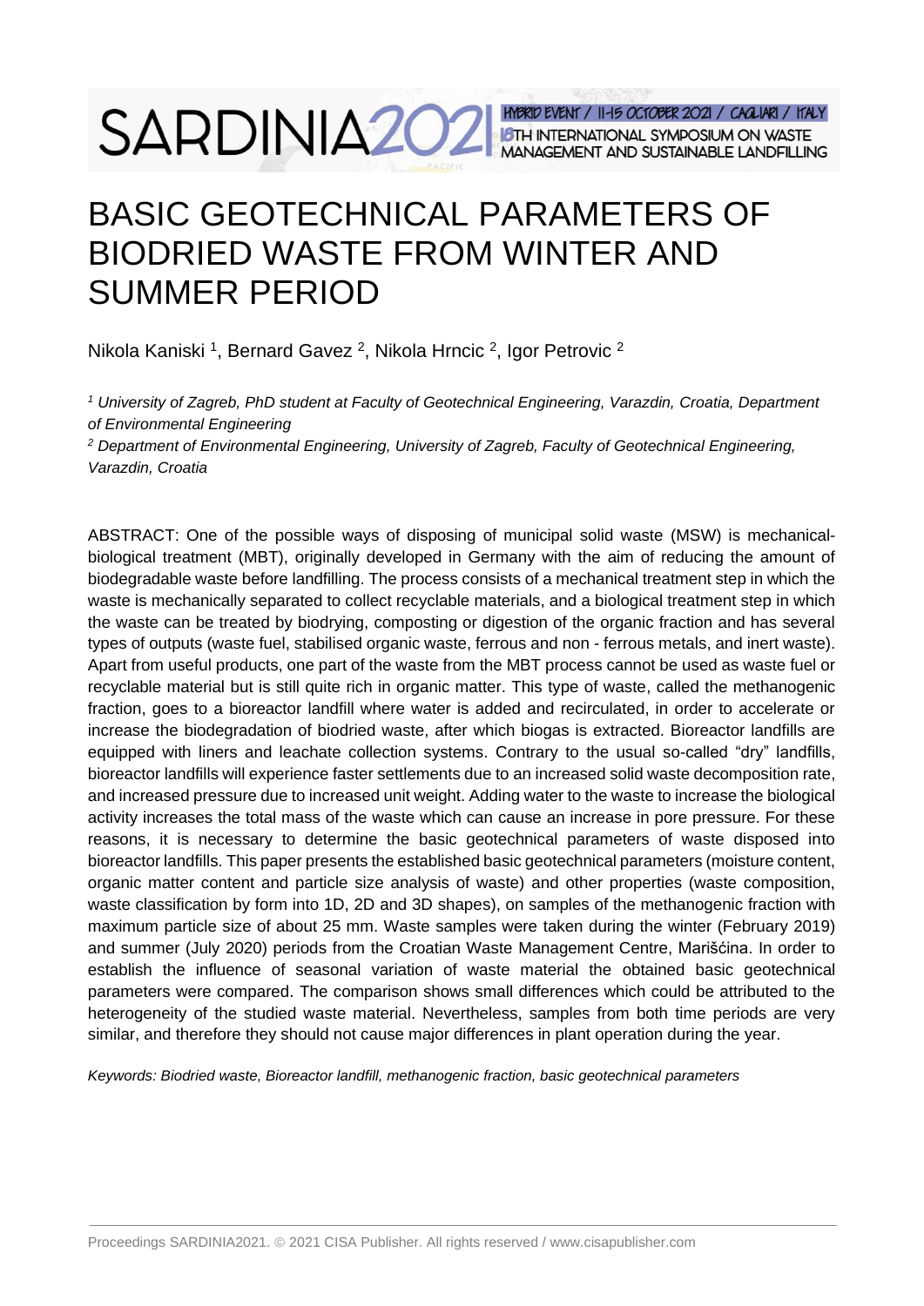# BASIC GEOTECHNICAL PARAMETERS OF BIODRIED WASTE FROM WINTER AND SUMMER PERIOD

Nikola Kaniski [1], Bernard Gavez [2], Nikola Hrncic [2], Igor Petrovic [2]

[1] *University of Zagreb, PhD student at Faculty of Geotechnical Engineering, Varazdin, Croatia, Department of Environmental Engineering*

[2] *Department of Environmental Engineering, University of Zagreb, Faculty of Geotechnical Engineering, Varazdin, Croatia*

ABSTRACT: One of the possible ways of disposing of municipal solid waste (MSW) is mechanical-biological treatment (MBT), originally developed in Germany with the aim of reducing the amount of biodegradable waste before landfilling. The process consists of a mechanical treatment step in which the waste is mechanically separated to collect recyclable materials, and a biological treatment step in which the waste can be treated by biodrying, composting or digestion of the organic fraction and has several types of outputs (waste fuel, stabilised organic waste, ferrous and non - ferrous metals, and inert waste). Apart from useful products, one part of the waste from the MBT process cannot be used as waste fuel or recyclable material but is still quite rich in organic matter. This type of waste, called the methanogenic fraction, goes to a bioreactor landfill where water is added and recirculated, in order to accelerate or increase the biodegradation of biodried waste, after which biogas is extracted. Bioreactor landfills are equipped with liners and leachate collection systems. Contrary to the usual so-called "dry" landfills, bioreactor landfills will experience faster settlements due to an increased solid waste decomposition rate, and increased pressure due to increased unit weight. Adding water to the waste to increase the biological activity increases the total mass of the waste which can cause an increase in pore pressure. For these reasons, it is necessary to determine the basic geotechnical parameters of waste disposed into bioreactor landfills. This paper presents the established basic geotechnical parameters (moisture content, organic matter content and particle size analysis of waste) and other properties (waste composition, waste classification by form into 1D, 2D and 3D shapes), on samples of the methanogenic fraction with maximum particle size of about 25 mm. Waste samples were taken during the winter (February 2019) and summer (July 2020) periods from the Croatian Waste Management Centre, Marišćina. In order to establish the influence of seasonal variation of waste material the obtained basic geotechnical parameters were compared. The comparison shows small differences which could be attributed to the heterogeneity of the studied waste material. Nevertheless, samples from both time periods are very similar, and therefore they should not cause major differences in plant operation during the year.

*Keywords: Biodried waste, Bioreactor landfill, methanogenic fraction, basic geotechnical parameters*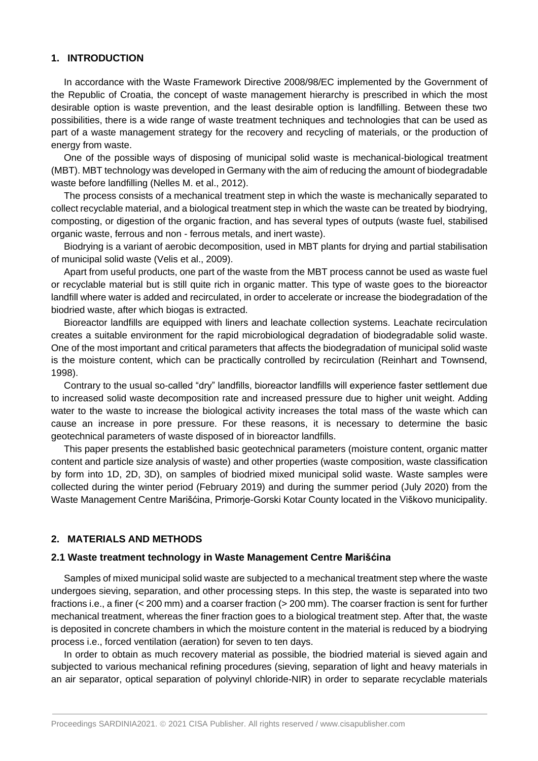## 1. INTRODUCTION

In accordance with the Waste Framework Directive 2008/98/EC implemented by the Government of the Republic of Croatia, the concept of waste management hierarchy is prescribed in which the most desirable option is waste prevention, and the least desirable option is landfilling. Between these two possibilities, there is a wide range of waste treatment techniques and technologies that can be used as part of a waste management strategy for the recovery and recycling of materials, or the production of energy from waste.

One of the possible ways of disposing of municipal solid waste is mechanical-biological treatment (MBT). MBT technology was developed in Germany with the aim of reducing the amount of biodegradable waste before landfilling (Nelles M. et al., 2012).

The process consists of a mechanical treatment step in which the waste is mechanically separated to collect recyclable material, and a biological treatment step in which the waste can be treated by biodrying, composting, or digestion of the organic fraction, and has several types of outputs (waste fuel, stabilised organic waste, ferrous and non - ferrous metals, and inert waste).

Biodrying is a variant of aerobic decomposition, used in MBT plants for drying and partial stabilisation of municipal solid waste (Velis et al., 2009).

Apart from useful products, one part of the waste from the MBT process cannot be used as waste fuel or recyclable material but is still quite rich in organic matter. This type of waste goes to the bioreactor landfill where water is added and recirculated, in order to accelerate or increase the biodegradation of the biodried waste, after which biogas is extracted.

Bioreactor landfills are equipped with liners and leachate collection systems. Leachate recirculation creates a suitable environment for the rapid microbiological degradation of biodegradable solid waste. One of the most important and critical parameters that affects the biodegradation of municipal solid waste is the moisture content, which can be practically controlled by recirculation (Reinhart and Townsend, 1998).

Contrary to the usual so-called "dry" landfills, bioreactor landfills will experience faster settlement due to increased solid waste decomposition rate and increased pressure due to higher unit weight. Adding water to the waste to increase the biological activity increases the total mass of the waste which can cause an increase in pore pressure. For these reasons, it is necessary to determine the basic geotechnical parameters of waste disposed of in bioreactor landfills.

This paper presents the established basic geotechnical parameters (moisture content, organic matter content and particle size analysis of waste) and other properties (waste composition, waste classification by form into 1D, 2D, 3D), on samples of biodried mixed municipal solid waste. Waste samples were collected during the winter period (February 2019) and during the summer period (July 2020) from the Waste Management Centre Marišćina, Primorje-Gorski Kotar County located in the Viškovo municipality.

## 2. MATERIALS AND METHODS

### 2.1 Waste treatment technology in Waste Management Centre Marišćina

Samples of mixed municipal solid waste are subjected to a mechanical treatment step where the waste undergoes sieving, separation, and other processing steps. In this step, the waste is separated into two fractions i.e., a finer (< 200 mm) and a coarser fraction (> 200 mm). The coarser fraction is sent for further mechanical treatment, whereas the finer fraction goes to a biological treatment step. After that, the waste is deposited in concrete chambers in which the moisture content in the material is reduced by a biodrying process i.e., forced ventilation (aeration) for seven to ten days.

In order to obtain as much recovery material as possible, the biodried material is sieved again and subjected to various mechanical refining procedures (sieving, separation of light and heavy materials in an air separator, optical separation of polyvinyl chloride-NIR) in order to separate recyclable materials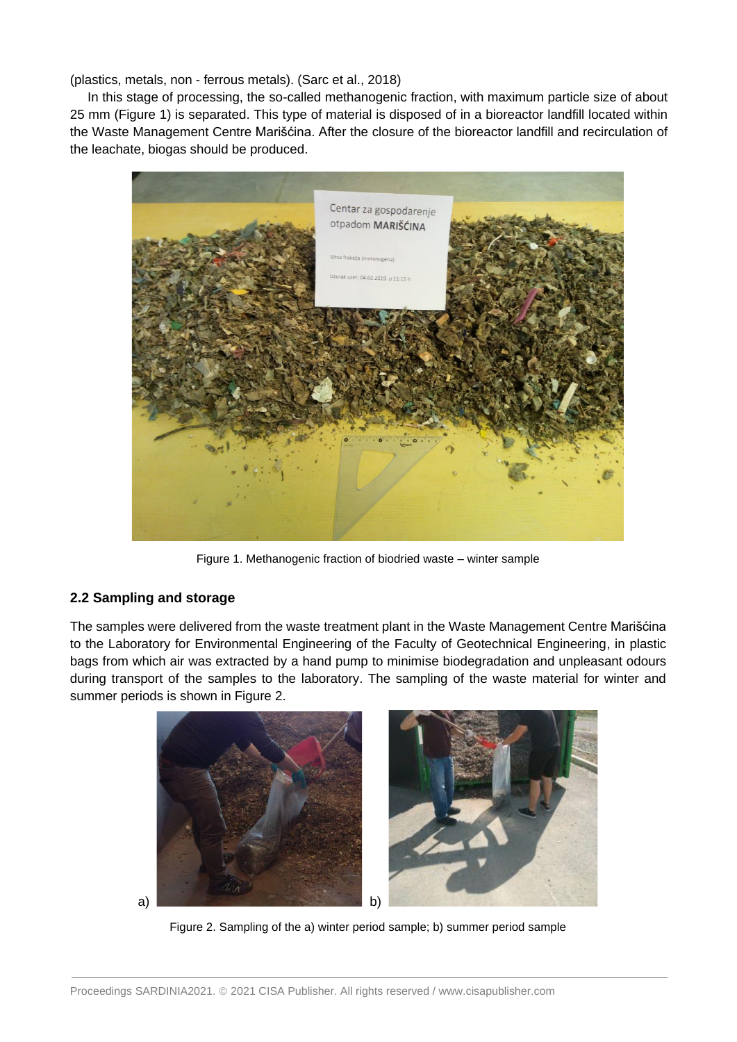(plastics, metals, non - ferrous metals). (Sarc et al., 2018)

In this stage of processing, the so-called methanogenic fraction, with maximum particle size of about 25 mm (Figure 1) is separated. This type of material is disposed of in a bioreactor landfill located within the Waste Management Centre Marišćina. After the closure of the bioreactor landfill and recirculation of the leachate, biogas should be produced.

Figure 1. Methanogenic fraction of biodried waste – winter sample

## 2.2 Sampling and storage

The samples were delivered from the waste treatment plant in the Waste Management Centre Marišćina to the Laboratory for Environmental Engineering of the Faculty of Geotechnical Engineering, in plastic bags from which air was extracted by a hand pump to minimise biodegradation and unpleasant odours during transport of the samples to the laboratory. The sampling of the waste material for winter and summer periods is shown in Figure 2.

Figure 2. Sampling of the a) winter period sample; b) summer period sample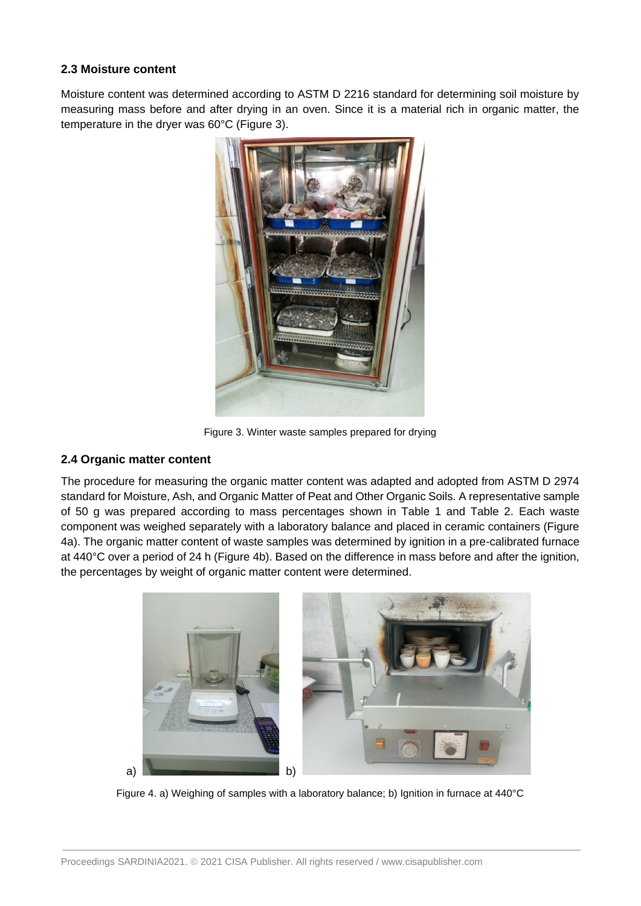### 2.3 Moisture content

Moisture content was determined according to ASTM D 2216 standard for determining soil moisture by measuring mass before and after drying in an oven. Since it is a material rich in organic matter, the temperature in the dryer was 60°C (Figure 3).

Figure 3. Winter waste samples prepared for drying

### 2.4 Organic matter content

The procedure for measuring the organic matter content was adapted and adopted from ASTM D 2974 standard for Moisture, Ash, and Organic Matter of Peat and Other Organic Soils. A representative sample of 50 g was prepared according to mass percentages shown in Table 1 and Table 2. Each waste component was weighed separately with a laboratory balance and placed in ceramic containers (Figure 4a). The organic matter content of waste samples was determined by ignition in a pre-calibrated furnace at 440°C over a period of 24 h (Figure 4b). Based on the difference in mass before and after the ignition, the percentages by weight of organic matter content were determined.

Figure 4. a) Weighing of samples with a laboratory balance; b) Ignition in furnace at 440°C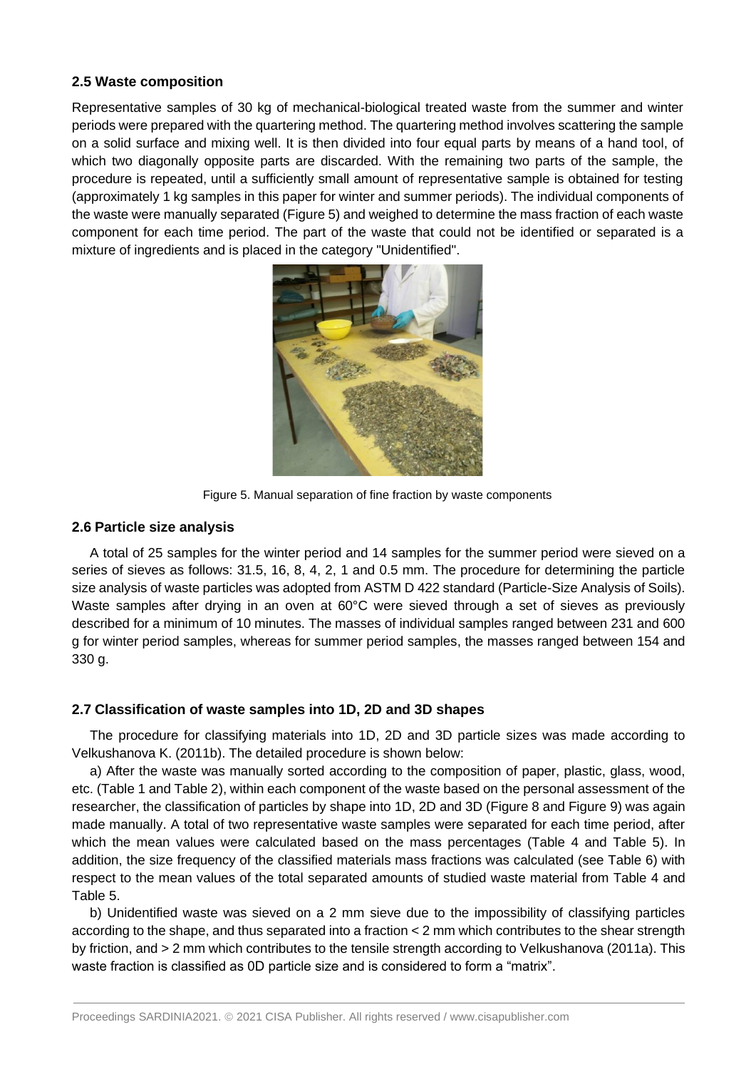### 2.5 Waste composition

Representative samples of 30 kg of mechanical-biological treated waste from the summer and winter periods were prepared with the quartering method. The quartering method involves scattering the sample on a solid surface and mixing well. It is then divided into four equal parts by means of a hand tool, of which two diagonally opposite parts are discarded. With the remaining two parts of the sample, the procedure is repeated, until a sufficiently small amount of representative sample is obtained for testing (approximately 1 kg samples in this paper for winter and summer periods). The individual components of the waste were manually separated (Figure 5) and weighed to determine the mass fraction of each waste component for each time period. The part of the waste that could not be identified or separated is a mixture of ingredients and is placed in the category "Unidentified".

Figure 5. Manual separation of fine fraction by waste components

### 2.6 Particle size analysis

A total of 25 samples for the winter period and 14 samples for the summer period were sieved on a series of sieves as follows: 31.5, 16, 8, 4, 2, 1 and 0.5 mm. The procedure for determining the particle size analysis of waste particles was adopted from ASTM D 422 standard (Particle-Size Analysis of Soils). Waste samples after drying in an oven at 60°C were sieved through a set of sieves as previously described for a minimum of 10 minutes. The masses of individual samples ranged between 231 and 600 g for winter period samples, whereas for summer period samples, the masses ranged between 154 and 330 g.

### 2.7 Classification of waste samples into 1D, 2D and 3D shapes

The procedure for classifying materials into 1D, 2D and 3D particle sizes was made according to Velkushanova K. (2011b). The detailed procedure is shown below:

a) After the waste was manually sorted according to the composition of paper, plastic, glass, wood, etc. (Table 1 and Table 2), within each component of the waste based on the personal assessment of the researcher, the classification of particles by shape into 1D, 2D and 3D (Figure 8 and Figure 9) was again made manually. A total of two representative waste samples were separated for each time period, after which the mean values were calculated based on the mass percentages (Table 4 and Table 5). In addition, the size frequency of the classified materials mass fractions was calculated (see Table 6) with respect to the mean values of the total separated amounts of studied waste material from Table 4 and Table 5.

b) Unidentified waste was sieved on a 2 mm sieve due to the impossibility of classifying particles according to the shape, and thus separated into a fraction < 2 mm which contributes to the shear strength by friction, and > 2 mm which contributes to the tensile strength according to Velkushanova (2011a). This waste fraction is classified as 0D particle size and is considered to form a "matrix".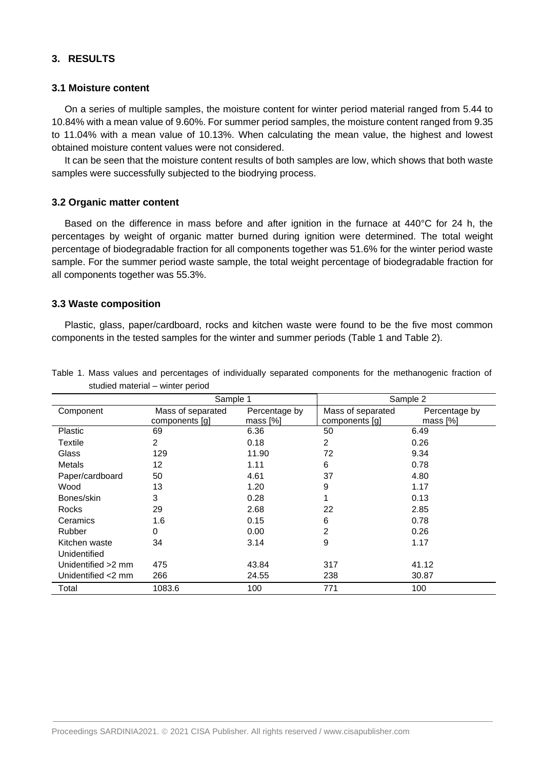## 3. RESULTS

### 3.1 Moisture content

On a series of multiple samples, the moisture content for winter period material ranged from 5.44 to 10.84% with a mean value of 9.60%. For summer period samples, the moisture content ranged from 9.35 to 11.04% with a mean value of 10.13%. When calculating the mean value, the highest and lowest obtained moisture content values were not considered.

It can be seen that the moisture content results of both samples are low, which shows that both waste samples were successfully subjected to the biodrying process.

### 3.2 Organic matter content

Based on the difference in mass before and after ignition in the furnace at 440°C for 24 h, the percentages by weight of organic matter burned during ignition were determined. The total weight percentage of biodegradable fraction for all components together was 51.6% for the winter period waste sample. For the summer period waste sample, the total weight percentage of biodegradable fraction for all components together was 55.3%.

### 3.3 Waste composition

Plastic, glass, paper/cardboard, rocks and kitchen waste were found to be the five most common components in the tested samples for the winter and summer periods (Table 1 and Table 2).

Table 1. Mass values and percentages of individually separated components for the methanogenic fraction of studied material – winter period

| | Sample 1 | | Sample 2 | |
|---|---|---|---|---|
| Component | Mass of separated components [g] | Percentage by mass [%] | Mass of separated components [g] | Percentage by mass [%] |
| Plastic | 69 | 6.36 | 50 | 6.49 |
| Textile | 2 | 0.18 | 2 | 0.26 |
| Glass | 129 | 11.90 | 72 | 9.34 |
| Metals | 12 | 1.11 | 6 | 0.78 |
| Paper/cardboard | 50 | 4.61 | 37 | 4.80 |
| Wood | 13 | 1.20 | 9 | 1.17 |
| Bones/skin | 3 | 0.28 | 1 | 0.13 |
| Rocks | 29 | 2.68 | 22 | 2.85 |
| Ceramics | 1.6 | 0.15 | 6 | 0.78 |
| Rubber | 0 | 0.00 | 2 | 0.26 |
| Kitchen waste | 34 | 3.14 | 9 | 1.17 |
| Unidentified | | | | |
| Unidentified >2 mm | 475 | 43.84 | 317 | 41.12 |
| Unidentified <2 mm | 266 | 24.55 | 238 | 30.87 |
| Total | 1083.6 | 100 | 771 | 100 |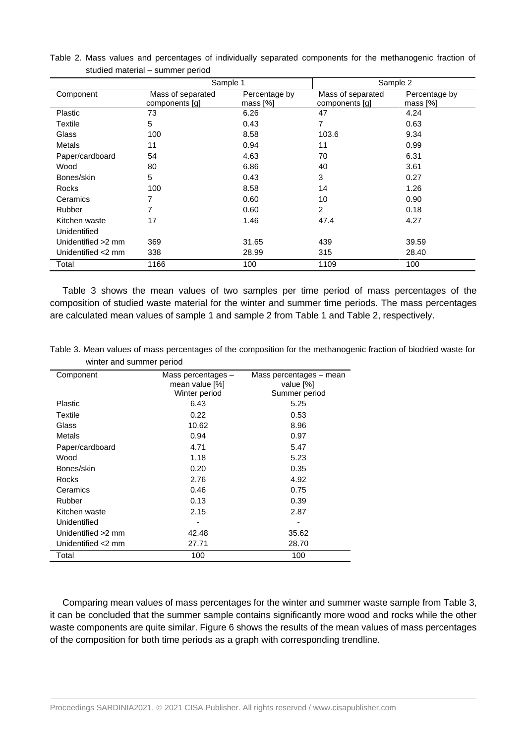Table 2. Mass values and percentages of individually separated components for the methanogenic fraction of studied material – summer period

| | Sample 1 | | Sample 2 | |
|---|---|---|---|---|
| Component | Mass of separated components [g] | Percentage by mass [%] | Mass of separated components [g] | Percentage by mass [%] |
| Plastic | 73 | 6.26 | 47 | 4.24 |
| Textile | 5 | 0.43 | 7 | 0.63 |
| Glass | 100 | 8.58 | 103.6 | 9.34 |
| Metals | 11 | 0.94 | 11 | 0.99 |
| Paper/cardboard | 54 | 4.63 | 70 | 6.31 |
| Wood | 80 | 6.86 | 40 | 3.61 |
| Bones/skin | 5 | 0.43 | 3 | 0.27 |
| Rocks | 100 | 8.58 | 14 | 1.26 |
| Ceramics | 7 | 0.60 | 10 | 0.90 |
| Rubber | 7 | 0.60 | 2 | 0.18 |
| Kitchen waste | 17 | 1.46 | 47.4 | 4.27 |
| Unidentified | | | | |
| Unidentified >2 mm | 369 | 31.65 | 439 | 39.59 |
| Unidentified <2 mm | 338 | 28.99 | 315 | 28.40 |
| Total | 1166 | 100 | 1109 | 100 |

Table 3 shows the mean values of two samples per time period of mass percentages of the composition of studied waste material for the winter and summer time periods. The mass percentages are calculated mean values of sample 1 and sample 2 from Table 1 and Table 2, respectively.

Table 3. Mean values of mass percentages of the composition for the methanogenic fraction of biodried waste for winter and summer period

| Component | Mass percentages – mean value [%] Winter period | Mass percentages – mean value [%] Summer period |
|---|---|---|
| Plastic | 6.43 | 5.25 |
| Textile | 0.22 | 0.53 |
| Glass | 10.62 | 8.96 |
| Metals | 0.94 | 0.97 |
| Paper/cardboard | 4.71 | 5.47 |
| Wood | 1.18 | 5.23 |
| Bones/skin | 0.20 | 0.35 |
| Rocks | 2.76 | 4.92 |
| Ceramics | 0.46 | 0.75 |
| Rubber | 0.13 | 0.39 |
| Kitchen waste | 2.15 | 2.87 |
| Unidentified | - | - |
| Unidentified >2 mm | 42.48 | 35.62 |
| Unidentified <2 mm | 27.71 | 28.70 |
| Total | 100 | 100 |

Comparing mean values of mass percentages for the winter and summer waste sample from Table 3, it can be concluded that the summer sample contains significantly more wood and rocks while the other waste components are quite similar. Figure 6 shows the results of the mean values of mass percentages of the composition for both time periods as a graph with corresponding trendline.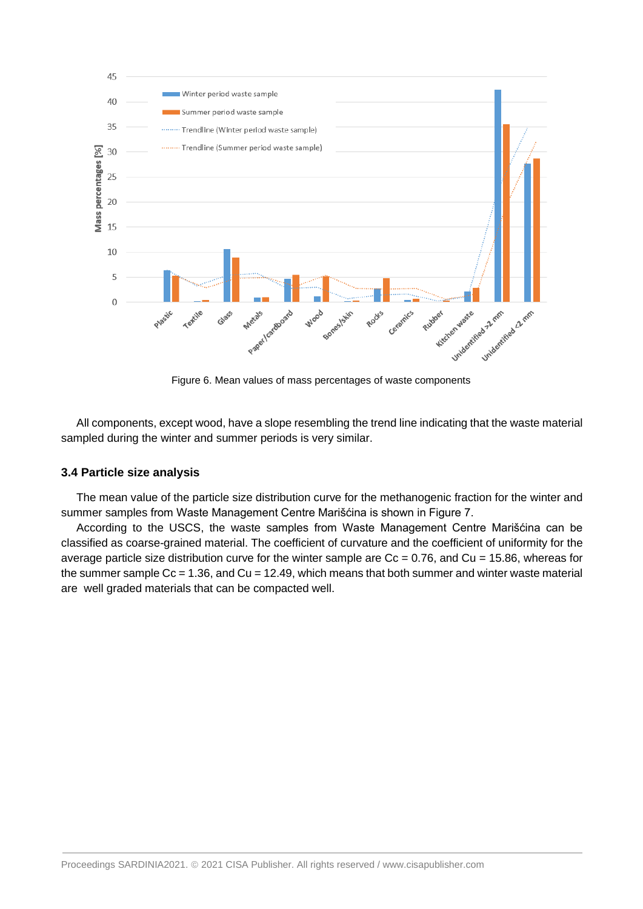Figure 6. Mean values of mass percentages of waste components

All components, except wood, have a slope resembling the trend line indicating that the waste material sampled during the winter and summer periods is very similar.

### 3.4 Particle size analysis

The mean value of the particle size distribution curve for the methanogenic fraction for the winter and summer samples from Waste Management Centre Marišćina is shown in Figure 7.

According to the USCS, the waste samples from Waste Management Centre Marišćina can be classified as coarse-grained material. The coefficient of curvature and the coefficient of uniformity for the average particle size distribution curve for the winter sample are $Cc = 0.76$, and $Cu = 15.86$, whereas for the summer sample $Cc = 1.36$, and $Cu = 12.49$, which means that both summer and winter waste material are well graded materials that can be compacted well.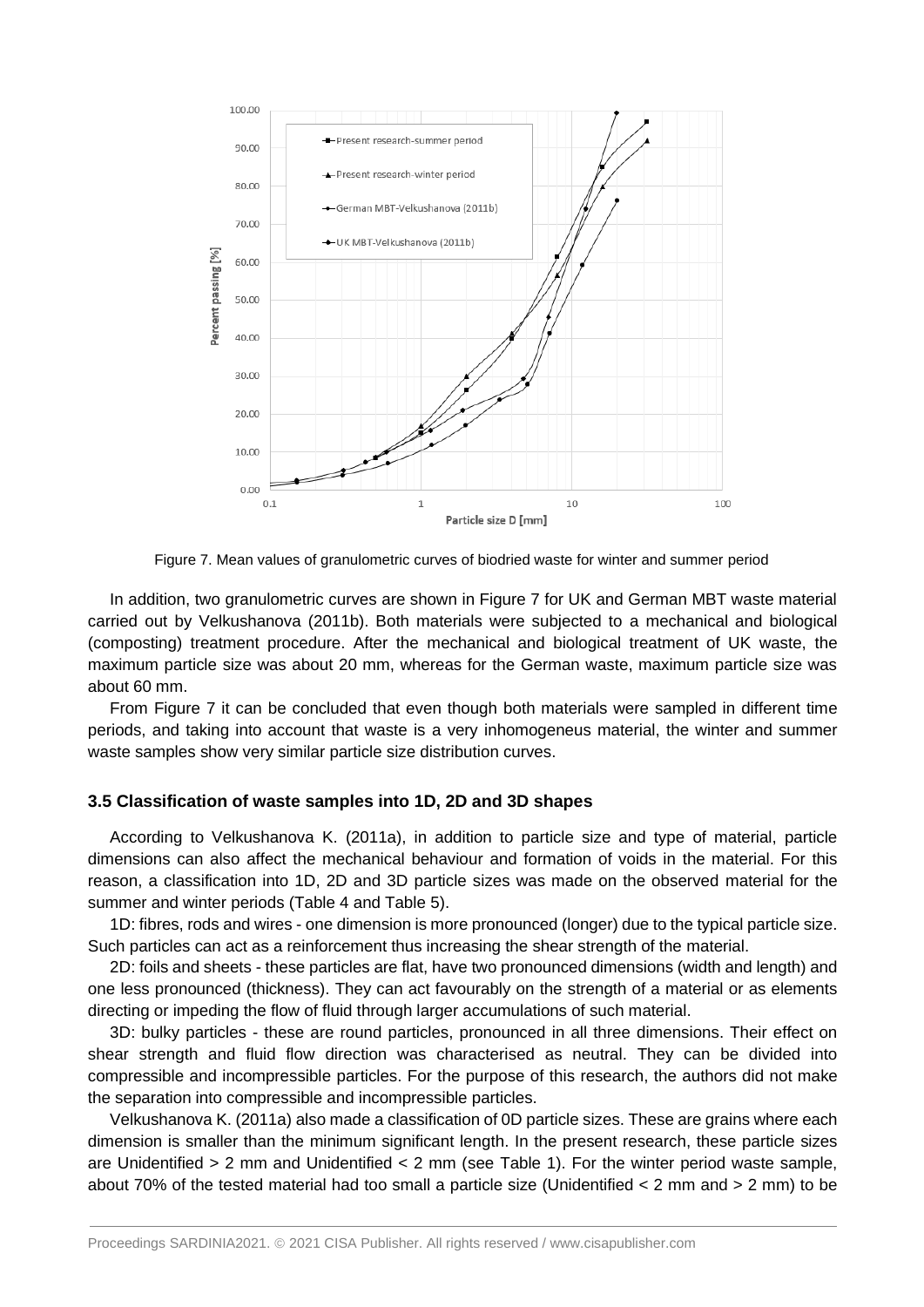Figure 7. Mean values of granulometric curves of biodried waste for winter and summer period

In addition, two granulometric curves are shown in Figure 7 for UK and German MBT waste material carried out by Velkushanova (2011b). Both materials were subjected to a mechanical and biological (composting) treatment procedure. After the mechanical and biological treatment of UK waste, the maximum particle size was about 20 mm, whereas for the German waste, maximum particle size was about 60 mm.

From Figure 7 it can be concluded that even though both materials were sampled in different time periods, and taking into account that waste is a very inhomogeneus material, the winter and summer waste samples show very similar particle size distribution curves.

### 3.5 Classification of waste samples into 1D, 2D and 3D shapes

According to Velkushanova K. (2011a), in addition to particle size and type of material, particle dimensions can also affect the mechanical behaviour and formation of voids in the material. For this reason, a classification into 1D, 2D and 3D particle sizes was made on the observed material for the summer and winter periods (Table 4 and Table 5).

1D: fibres, rods and wires - one dimension is more pronounced (longer) due to the typical particle size. Such particles can act as a reinforcement thus increasing the shear strength of the material.

2D: foils and sheets - these particles are flat, have two pronounced dimensions (width and length) and one less pronounced (thickness). They can act favourably on the strength of a material or as elements directing or impeding the flow of fluid through larger accumulations of such material.

3D: bulky particles - these are round particles, pronounced in all three dimensions. Their effect on shear strength and fluid flow direction was characterised as neutral. They can be divided into compressible and incompressible particles. For the purpose of this research, the authors did not make the separation into compressible and incompressible particles.

Velkushanova K. (2011a) also made a classification of 0D particle sizes. These are grains where each dimension is smaller than the minimum significant length. In the present research, these particle sizes are Unidentified > 2 mm and Unidentified < 2 mm (see Table 1). For the winter period waste sample, about 70% of the tested material had too small a particle size (Unidentified < 2 mm and > 2 mm) to be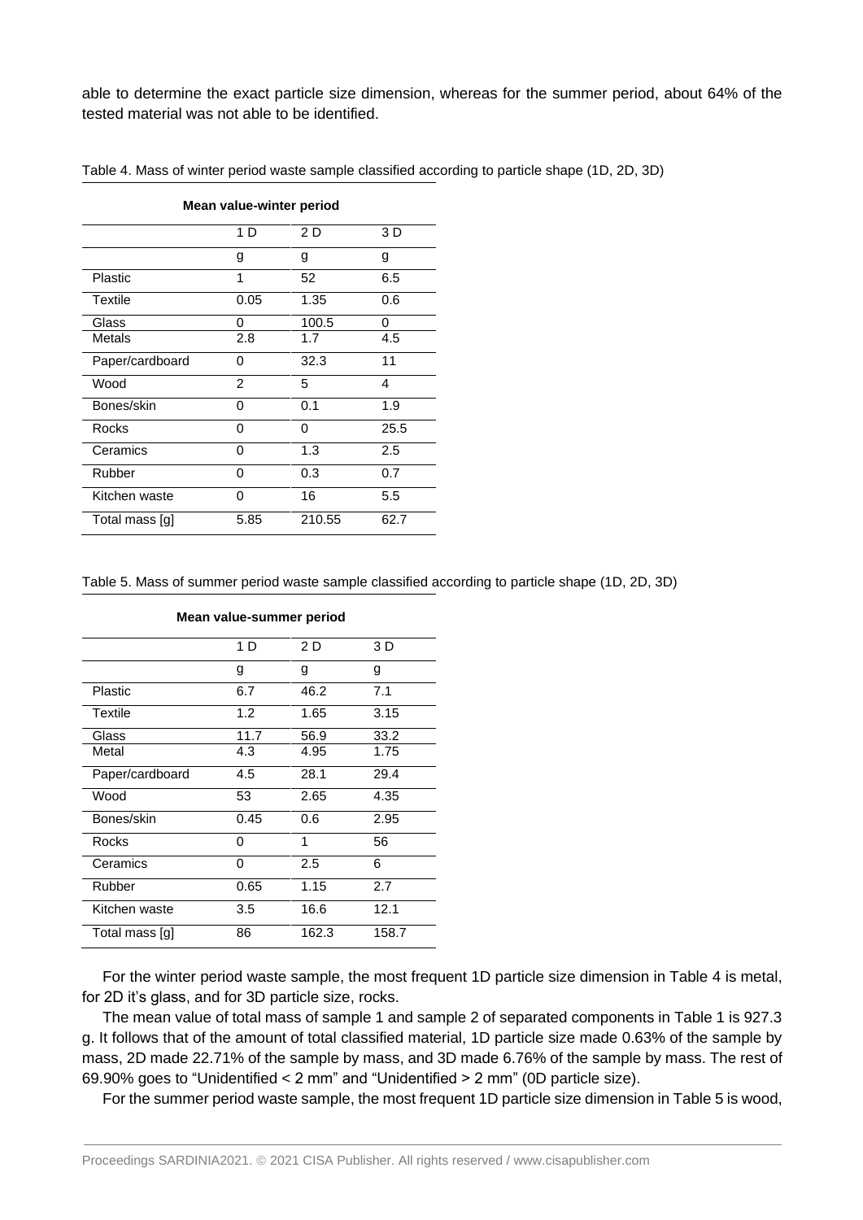able to determine the exact particle size dimension, whereas for the summer period, about 64% of the tested material was not able to be identified.

Table 4. Mass of winter period waste sample classified according to particle shape (1D, 2D, 3D)

| Mean value-winter period | | | |
|---|---|---|---|
| | 1 D | 2 D | 3 D |
| | g | g | g |
| Plastic | 1 | 52 | 6.5 |
| Textile | 0.05 | 1.35 | 0.6 |
| Glass | 0 | 100.5 | 0 |
| Metals | 2.8 | 1.7 | 4.5 |
| Paper/cardboard | 0 | 32.3 | 11 |
| Wood | 2 | 5 | 4 |
| Bones/skin | 0 | 0.1 | 1.9 |
| Rocks | 0 | 0 | 25.5 |
| Ceramics | 0 | 1.3 | 2.5 |
| Rubber | 0 | 0.3 | 0.7 |
| Kitchen waste | 0 | 16 | 5.5 |
| Total mass [g] | 5.85 | 210.55 | 62.7 |

Table 5. Mass of summer period waste sample classified according to particle shape (1D, 2D, 3D)

| Mean value-summer period | | | |
|---|---|---|---|
| | 1 D | 2 D | 3 D |
| | g | g | g |
| Plastic | 6.7 | 46.2 | 7.1 |
| Textile | 1.2 | 1.65 | 3.15 |
| Glass | 11.7 | 56.9 | 33.2 |
| Metal | 4.3 | 4.95 | 1.75 |
| Paper/cardboard | 4.5 | 28.1 | 29.4 |
| Wood | 53 | 2.65 | 4.35 |
| Bones/skin | 0.45 | 0.6 | 2.95 |
| Rocks | 0 | 1 | 56 |
| Ceramics | 0 | 2.5 | 6 |
| Rubber | 0.65 | 1.15 | 2.7 |
| Kitchen waste | 3.5 | 16.6 | 12.1 |
| Total mass [g] | 86 | 162.3 | 158.7 |

For the winter period waste sample, the most frequent 1D particle size dimension in Table 4 is metal, for 2D it's glass, and for 3D particle size, rocks.

The mean value of total mass of sample 1 and sample 2 of separated components in Table 1 is 927.3 g. It follows that of the amount of total classified material, 1D particle size made 0.63% of the sample by mass, 2D made 22.71% of the sample by mass, and 3D made 6.76% of the sample by mass. The rest of 69.90% goes to "Unidentified < 2 mm" and "Unidentified > 2 mm" (0D particle size).

For the summer period waste sample, the most frequent 1D particle size dimension in Table 5 is wood,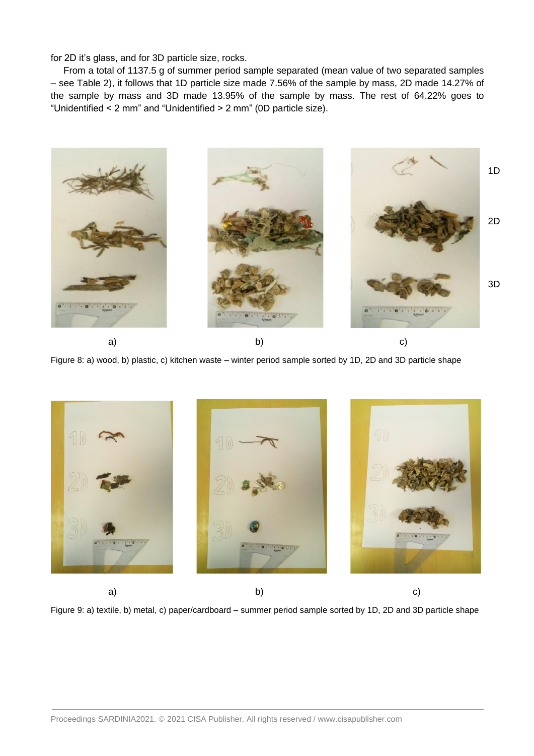for 2D it's glass, and for 3D particle size, rocks.

From a total of 1137.5 g of summer period sample separated (mean value of two separated samples – see Table 2), it follows that 1D particle size made 7.56% of the sample by mass, 2D made 14.27% of the sample by mass and 3D made 13.95% of the sample by mass. The rest of 64.22% goes to "Unidentified < 2 mm" and "Unidentified > 2 mm" (0D particle size).

Figure 8: a) wood, b) plastic, c) kitchen waste – winter period sample sorted by 1D, 2D and 3D particle shape

Figure 9: a) textile, b) metal, c) paper/cardboard – summer period sample sorted by 1D, 2D and 3D particle shape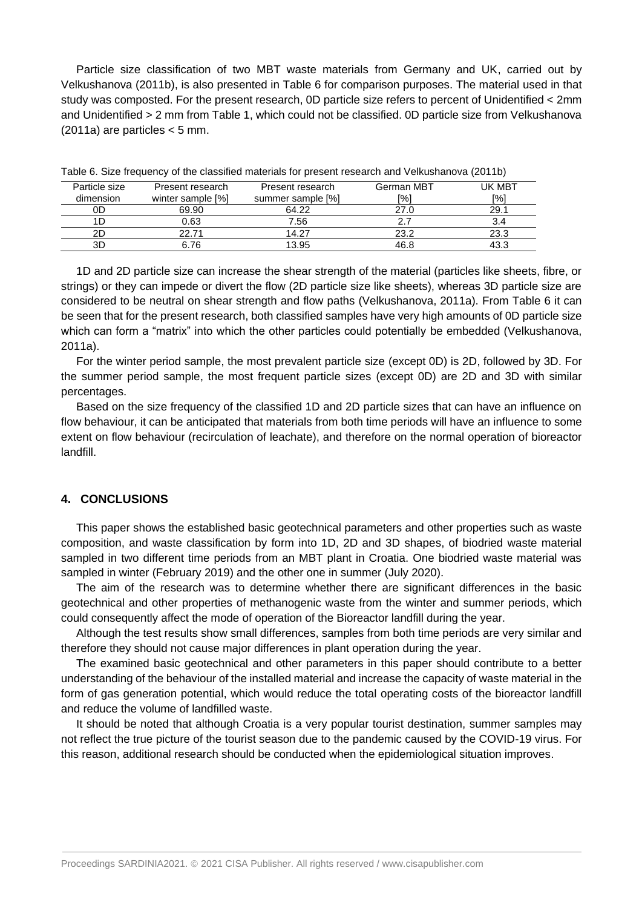Particle size classification of two MBT waste materials from Germany and UK, carried out by Velkushanova (2011b), is also presented in Table 6 for comparison purposes. The material used in that study was composted. For the present research, 0D particle size refers to percent of Unidentified < 2mm and Unidentified > 2 mm from Table 1, which could not be classified. 0D particle size from Velkushanova (2011a) are particles < 5 mm.

Table 6. Size frequency of the classified materials for present research and Velkushanova (2011b)

| Particle size dimension | Present research winter sample [%] | Present research summer sample [%] | German MBT [%] | UK MBT [%] |
|---|---|---|---|---|
| 0D | 69.90 | 64.22 | 27.0 | 29.1 |
| 1D | 0.63 | 7.56 | 2.7 | 3.4 |
| 2D | 22.71 | 14.27 | 23.2 | 23.3 |
| 3D | 6.76 | 13.95 | 46.8 | 43.3 |

1D and 2D particle size can increase the shear strength of the material (particles like sheets, fibre, or strings) or they can impede or divert the flow (2D particle size like sheets), whereas 3D particle size are considered to be neutral on shear strength and flow paths (Velkushanova, 2011a). From Table 6 it can be seen that for the present research, both classified samples have very high amounts of 0D particle size which can form a "matrix" into which the other particles could potentially be embedded (Velkushanova, 2011a).

For the winter period sample, the most prevalent particle size (except 0D) is 2D, followed by 3D. For the summer period sample, the most frequent particle sizes (except 0D) are 2D and 3D with similar percentages.

Based on the size frequency of the classified 1D and 2D particle sizes that can have an influence on flow behaviour, it can be anticipated that materials from both time periods will have an influence to some extent on flow behaviour (recirculation of leachate), and therefore on the normal operation of bioreactor landfill.

## 4. CONCLUSIONS

This paper shows the established basic geotechnical parameters and other properties such as waste composition, and waste classification by form into 1D, 2D and 3D shapes, of biodried waste material sampled in two different time periods from an MBT plant in Croatia. One biodried waste material was sampled in winter (February 2019) and the other one in summer (July 2020).

The aim of the research was to determine whether there are significant differences in the basic geotechnical and other properties of methanogenic waste from the winter and summer periods, which could consequently affect the mode of operation of the Bioreactor landfill during the year.

Although the test results show small differences, samples from both time periods are very similar and therefore they should not cause major differences in plant operation during the year.

The examined basic geotechnical and other parameters in this paper should contribute to a better understanding of the behaviour of the installed material and increase the capacity of waste material in the form of gas generation potential, which would reduce the total operating costs of the bioreactor landfill and reduce the volume of landfilled waste.

It should be noted that although Croatia is a very popular tourist destination, summer samples may not reflect the true picture of the tourist season due to the pandemic caused by the COVID-19 virus. For this reason, additional research should be conducted when the epidemiological situation improves.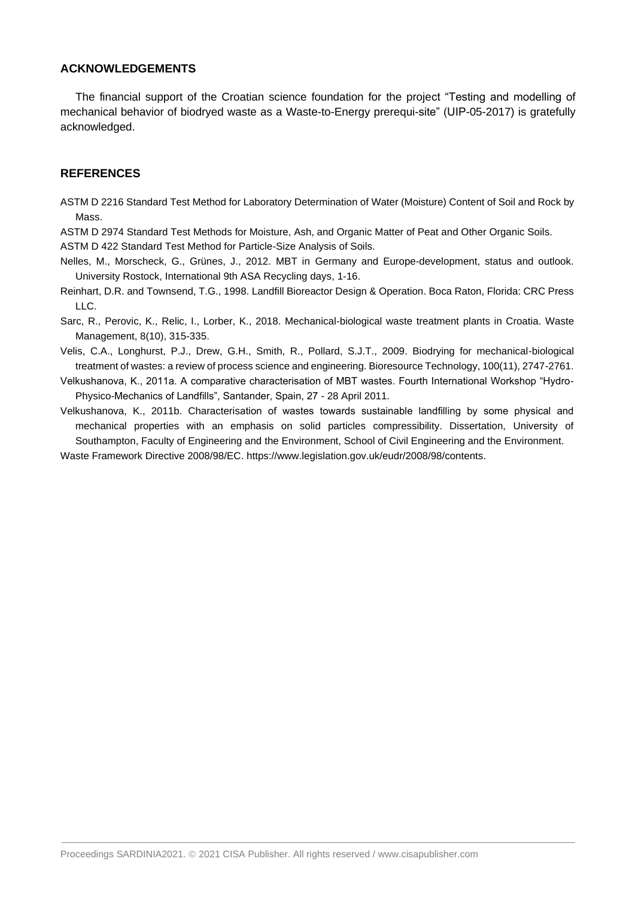## ACKNOWLEDGEMENTS

The financial support of the Croatian science foundation for the project "Testing and modelling of mechanical behavior of biodryed waste as a Waste-to-Energy prerequi-site" (UIP-05-2017) is gratefully acknowledged.

## REFERENCES

ASTM D 2216 Standard Test Method for Laboratory Determination of Water (Moisture) Content of Soil and Rock by Mass.

ASTM D 2974 Standard Test Methods for Moisture, Ash, and Organic Matter of Peat and Other Organic Soils.

ASTM D 422 Standard Test Method for Particle-Size Analysis of Soils.

Nelles, M., Morscheck, G., Grünes, J., 2012. MBT in Germany and Europe-development, status and outlook. University Rostock, International 9th ASA Recycling days, 1-16.

Reinhart, D.R. and Townsend, T.G., 1998. Landfill Bioreactor Design & Operation. Boca Raton, Florida: CRC Press LLC.

Sarc, R., Perovic, K., Relic, I., Lorber, K., 2018. Mechanical-biological waste treatment plants in Croatia. Waste Management, 8(10), 315-335.

Velis, C.A., Longhurst, P.J., Drew, G.H., Smith, R., Pollard, S.J.T., 2009. Biodrying for mechanical-biological treatment of wastes: a review of process science and engineering. Bioresource Technology, 100(11), 2747-2761.

Velkushanova, K., 2011a. A comparative characterisation of MBT wastes. Fourth International Workshop "Hydro-Physico-Mechanics of Landfills", Santander, Spain, 27 - 28 April 2011.

Velkushanova, K., 2011b. Characterisation of wastes towards sustainable landfilling by some physical and mechanical properties with an emphasis on solid particles compressibility. Dissertation, University of Southampton, Faculty of Engineering and the Environment, School of Civil Engineering and the Environment.

Waste Framework Directive 2008/98/EC. https://www.legislation.gov.uk/eudr/2008/98/contents.